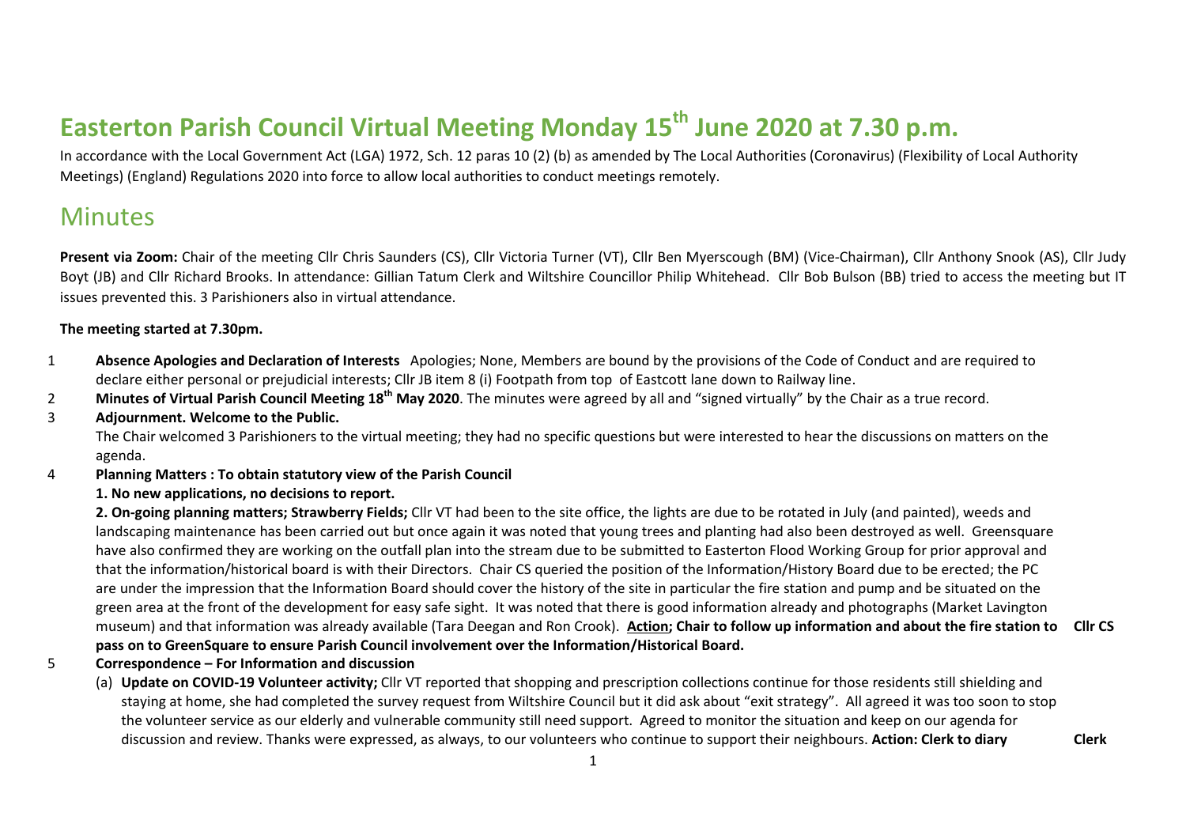# Easterton Parish Council Virtual Meeting Monday 15th June 2020 at 7.30 p.m.

In accordance with the Local Government Act (LGA) 1972, Sch. 12 paras 10 (2) (b) as amended by The Local Authorities (Coronavirus) (Flexibility of Local Authority Meetings) (England) Regulations 2020 into force to allow local authorities to conduct meetings remotely.

## Minutes

**Present via Zoom:** Chair of the meeting Cllr Chris Saunders (CS), Cllr Victoria Turner (VT), Cllr Ben Myerscough (BM) (Vice-Chairman), Cllr Anthony Snook (AS), Cllr Judy Boyt (JB) and Cllr Richard Brooks. In attendance: Gillian Tatum Clerk and Wiltshire Councillor Philip Whitehead. Cllr Bob Bulson (BB) tried to access the meeting but IT issues prevented this. 3 Parishioners also in virtual attendance.

**The meeting started at 7.30pm.**

1 **Absence Apologies and Declaration of Interests** Apologies; None, Members are bound by the provisions of the Code of Conduct and are required to declare either personal or prejudicial interests; Cllr JB item 8 (i) Footpath from top of Eastcott lane down to Railway line.

2 **Minutes of Virtual Parish Council Meeting 18th May 2020**. The minutes were agreed by all and "signed virtually" by the Chair as a true record.

3 **Adjournment. Welcome to the Public.**
The Chair welcomed 3 Parishioners to the virtual meeting; they had no specific questions but were interested to hear the discussions on matters on the agenda.

4 **Planning Matters : To obtain statutory view of the Parish Council**

**1. No new applications, no decisions to report.**

**2. On-going planning matters; Strawberry Fields;** Cllr VT had been to the site office, the lights are due to be rotated in July (and painted), weeds and landscaping maintenance has been carried out but once again it was noted that young trees and planting had also been destroyed as well. Greensquare have also confirmed they are working on the outfall plan into the stream due to be submitted to Easterton Flood Working Group for prior approval and that the information/historical board is with their Directors. Chair CS queried the position of the Information/History Board due to be erected; the PC are under the impression that the Information Board should cover the history of the site in particular the fire station and pump and be situated on the green area at the front of the development for easy safe sight. It was noted that there is good information already and photographs (Market Lavington museum) and that information was already available (Tara Deegan and Ron Crook). **<u>Action</u>; Chair to follow up information and about the fire station to pass on to GreenSquare to ensure Parish Council involvement over the Information/Historical Board.** **Cllr CS**

5 **Correspondence – For Information and discussion**

(a) **Update on COVID-19 Volunteer activity;** Cllr VT reported that shopping and prescription collections continue for those residents still shielding and staying at home, she had completed the survey request from Wiltshire Council but it did ask about "exit strategy". All agreed it was too soon to stop the volunteer service as our elderly and vulnerable community still need support. Agreed to monitor the situation and keep on our agenda for discussion and review. Thanks were expressed, as always, to our volunteers who continue to support their neighbours. **Action: Clerk to diary** **Clerk**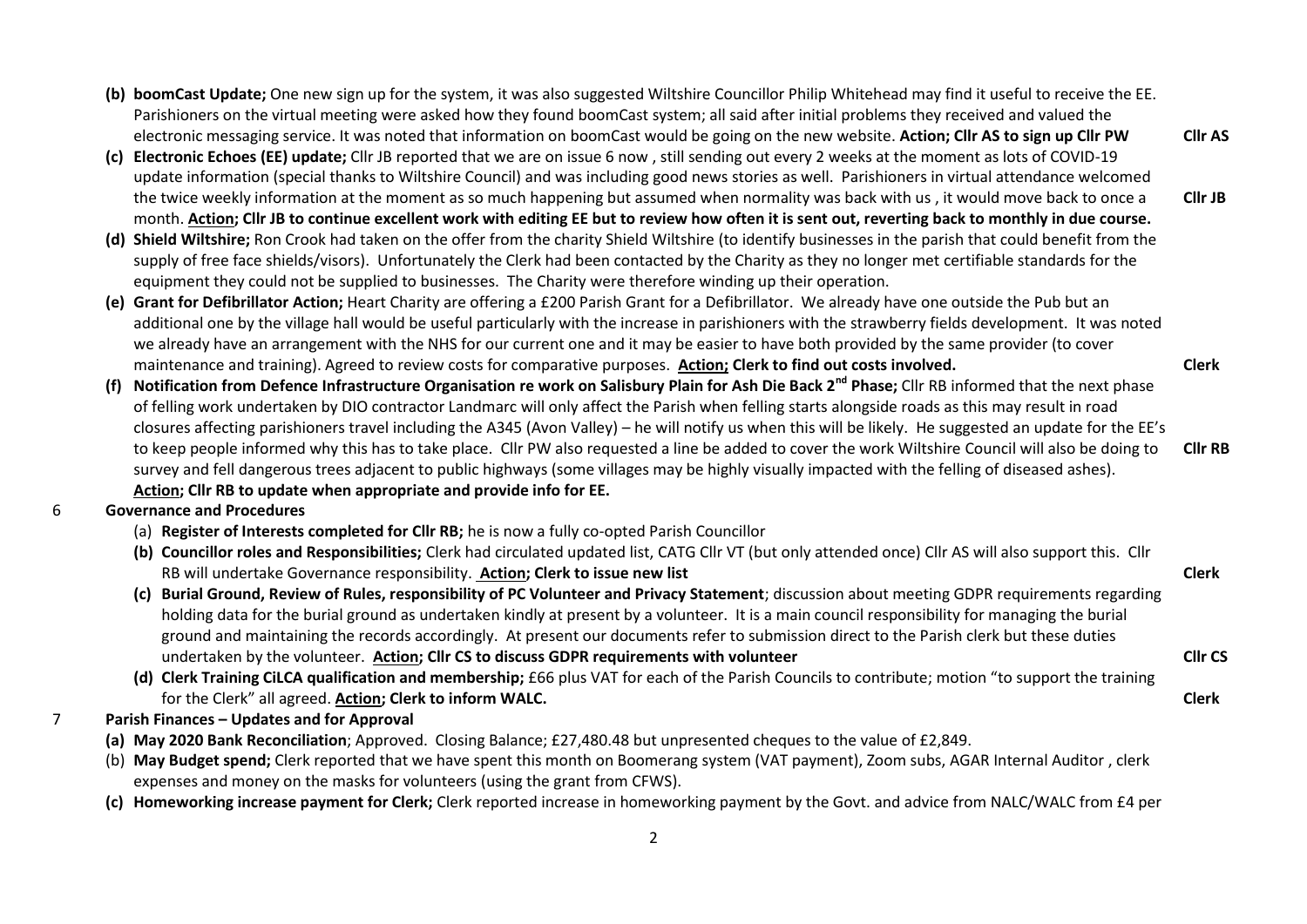- **(b) boomCast Update;** One new sign up for the system, it was also suggested Wiltshire Councillor Philip Whitehead may find it useful to receive the EE. Parishioners on the virtual meeting were asked how they found boomCast system; all said after initial problems they received and valued the electronic messaging service. It was noted that information on boomCast would be going on the new website. **Action; Cllr AS to sign up Cllr PW** — **Cllr AS**
- **(c) Electronic Echoes (EE) update;** Cllr JB reported that we are on issue 6 now , still sending out every 2 weeks at the moment as lots of COVID-19 update information (special thanks to Wiltshire Council) and was including good news stories as well. Parishioners in virtual attendance welcomed the twice weekly information at the moment as so much happening but assumed when normality was back with us , it would move back to once a month. **Action; Cllr JB to continue excellent work with editing EE but to review how often it is sent out, reverting back to monthly in due course.** — **Cllr JB**
- **(d) Shield Wiltshire;** Ron Crook had taken on the offer from the charity Shield Wiltshire (to identify businesses in the parish that could benefit from the supply of free face shields/visors). Unfortunately the Clerk had been contacted by the Charity as they no longer met certifiable standards for the equipment they could not be supplied to businesses. The Charity were therefore winding up their operation.
- **(e) Grant for Defibrillator Action;** Heart Charity are offering a £200 Parish Grant for a Defibrillator. We already have one outside the Pub but an additional one by the village hall would be useful particularly with the increase in parishioners with the strawberry fields development. It was noted we already have an arrangement with the NHS for our current one and it may be easier to have both provided by the same provider (to cover maintenance and training). Agreed to review costs for comparative purposes. **Action; Clerk to find out costs involved.** — **Clerk**
- **(f) Notification from Defence Infrastructure Organisation re work on Salisbury Plain for Ash Die Back 2nd Phase;** Cllr RB informed that the next phase of felling work undertaken by DIO contractor Landmarc will only affect the Parish when felling starts alongside roads as this may result in road closures affecting parishioners travel including the A345 (Avon Valley) – he will notify us when this will be likely. He suggested an update for the EE's to keep people informed why this has to take place. Cllr PW also requested a line be added to cover the work Wiltshire Council will also be doing to survey and fell dangerous trees adjacent to public highways (some villages may be highly visually impacted with the felling of diseased ashes). **Action; Cllr RB to update when appropriate and provide info for EE.** — **Cllr RB**

## 6 Governance and Procedures

- (a) **Register of Interests completed for Cllr RB;** he is now a fully co-opted Parish Councillor
- **(b) Councillor roles and Responsibilities;** Clerk had circulated updated list, CATG Cllr VT (but only attended once) Cllr AS will also support this. Cllr RB will undertake Governance responsibility. **Action; Clerk to issue new list** — **Clerk**
- **(c) Burial Ground, Review of Rules, responsibility of PC Volunteer and Privacy Statement**; discussion about meeting GDPR requirements regarding holding data for the burial ground as undertaken kindly at present by a volunteer. It is a main council responsibility for managing the burial ground and maintaining the records accordingly. At present our documents refer to submission direct to the Parish clerk but these duties undertaken by the volunteer. **Action; Cllr CS to discuss GDPR requirements with volunteer** — **Cllr CS**
- **(d) Clerk Training CiLCA qualification and membership;** £66 plus VAT for each of the Parish Councils to contribute; motion "to support the training for the Clerk" all agreed. **Action; Clerk to inform WALC.** — **Clerk**

## 7 Parish Finances – Updates and for Approval

- **(a) May 2020 Bank Reconciliation**; Approved. Closing Balance; £27,480.48 but unpresented cheques to the value of £2,849.
- (b) **May Budget spend;** Clerk reported that we have spent this month on Boomerang system (VAT payment), Zoom subs, AGAR Internal Auditor , clerk expenses and money on the masks for volunteers (using the grant from CFWS).
- **(c) Homeworking increase payment for Clerk;** Clerk reported increase in homeworking payment by the Govt. and advice from NALC/WALC from £4 per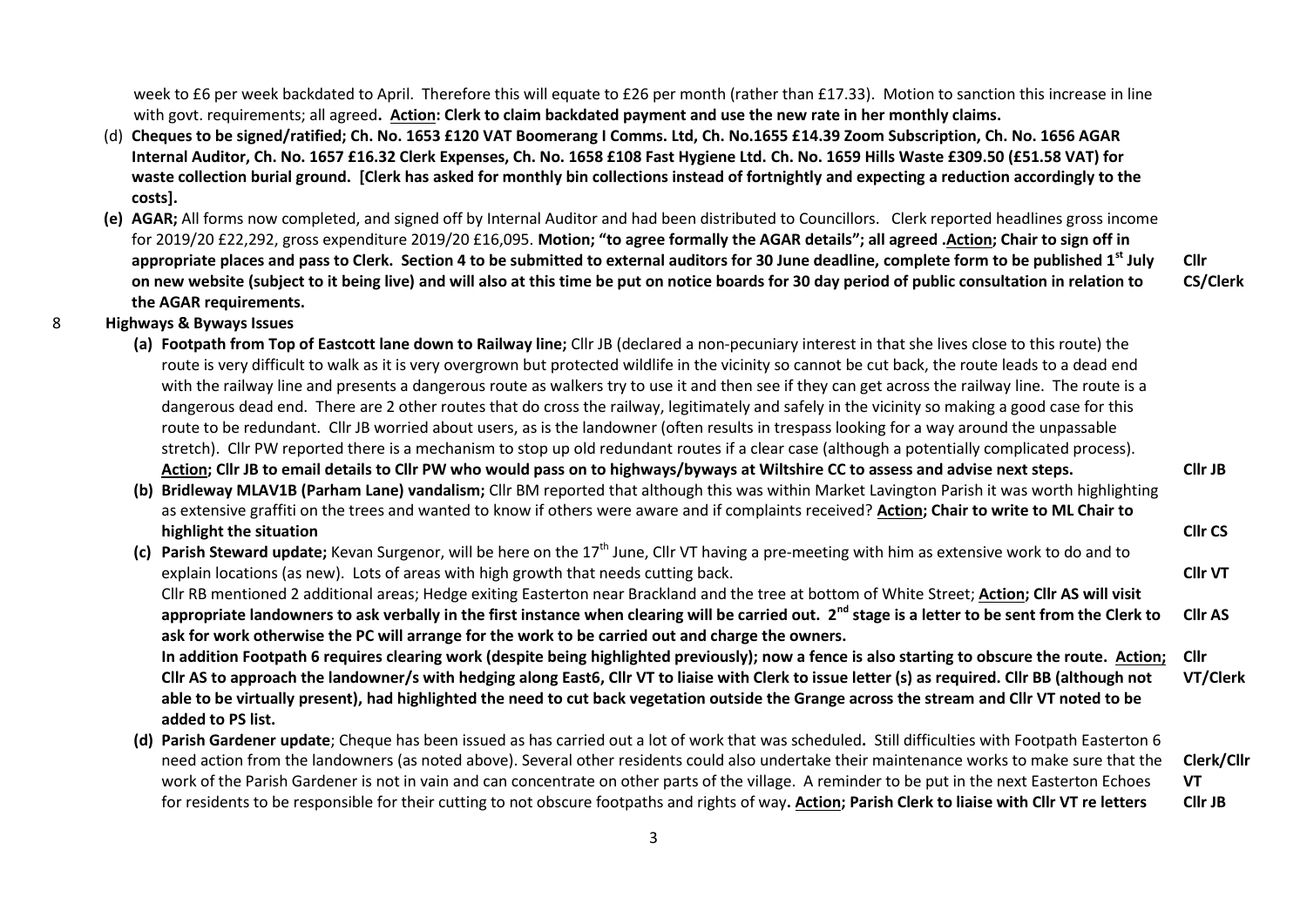week to £6 per week backdated to April. Therefore this will equate to £26 per month (rather than £17.33). Motion to sanction this increase in line with govt. requirements; all agreed**. Action: Clerk to claim backdated payment and use the new rate in her monthly claims.**

(d) **Cheques to be signed/ratified; Ch. No. 1653 £120 VAT Boomerang I Comms. Ltd, Ch. No.1655 £14.39 Zoom Subscription, Ch. No. 1656 AGAR Internal Auditor, Ch. No. 1657 £16.32 Clerk Expenses, Ch. No. 1658 £108 Fast Hygiene Ltd. Ch. No. 1659 Hills Waste £309.50 (£51.58 VAT) for waste collection burial ground. [Clerk has asked for monthly bin collections instead of fortnightly and expecting a reduction accordingly to the costs].**

(e) **AGAR;** All forms now completed, and signed off by Internal Auditor and had been distributed to Councillors. Clerk reported headlines gross income for 2019/20 £22,292, gross expenditure 2019/20 £16,095. **Motion; "to agree formally the AGAR details"; all agreed .Action; Chair to sign off in appropriate places and pass to Clerk. Section 4 to be submitted to external auditors for 30 June deadline, complete form to be published 1st July on new website (subject to it being live) and will also at this time be put on notice boards for 30 day period of public consultation in relation to the AGAR requirements.** — **Cllr CS/Clerk**

8 **Highways & Byways Issues**

(a) **Footpath from Top of Eastcott lane down to Railway line;** Cllr JB (declared a non-pecuniary interest in that she lives close to this route) the route is very difficult to walk as it is very overgrown but protected wildlife in the vicinity so cannot be cut back, the route leads to a dead end with the railway line and presents a dangerous route as walkers try to use it and then see if they can get across the railway line. The route is a dangerous dead end. There are 2 other routes that do cross the railway, legitimately and safely in the vicinity so making a good case for this route to be redundant. Cllr JB worried about users, as is the landowner (often results in trespass looking for a way around the unpassable stretch). Cllr PW reported there is a mechanism to stop up old redundant routes if a clear case (although a potentially complicated process). **Action; Cllr JB to email details to Cllr PW who would pass on to highways/byways at Wiltshire CC to assess and advise next steps.** — **Cllr JB**

(b) **Bridleway MLAV1B (Parham Lane) vandalism;** Cllr BM reported that although this was within Market Lavington Parish it was worth highlighting as extensive graffiti on the trees and wanted to know if others were aware and if complaints received? **Action; Chair to write to ML Chair to highlight the situation** — **Cllr CS**

(c) **Parish Steward update;** Kevan Surgenor, will be here on the 17th June, Cllr VT having a pre-meeting with him as extensive work to do and to explain locations (as new). Lots of areas with high growth that needs cutting back. — **Cllr VT**

Cllr RB mentioned 2 additional areas; Hedge exiting Easterton near Brackland and the tree at bottom of White Street; **Action; Cllr AS will visit appropriate landowners to ask verbally in the first instance when clearing will be carried out. 2nd stage is a letter to be sent from the Clerk to ask for work otherwise the PC will arrange for the work to be carried out and charge the owners.** — **Cllr AS**

**In addition Footpath 6 requires clearing work (despite being highlighted previously); now a fence is also starting to obscure the route. Action; Cllr AS to approach the landowner/s with hedging along East6, Cllr VT to liaise with Clerk to issue letter (s) as required. Cllr BB (although not able to be virtually present), had highlighted the need to cut back vegetation outside the Grange across the stream and Cllr VT noted to be added to PS list.** — **Cllr VT/Clerk**

(d) **Parish Gardener update**; Cheque has been issued as has carried out a lot of work that was scheduled**.** Still difficulties with Footpath Easterton 6 need action from the landowners (as noted above). Several other residents could also undertake their maintenance works to make sure that the work of the Parish Gardener is not in vain and can concentrate on other parts of the village. A reminder to be put in the next Easterton Echoes for residents to be responsible for their cutting to not obscure footpaths and rights of way**. Action; Parish Clerk to liaise with Cllr VT re letters** — **Clerk/Cllr VT** — **Cllr JB**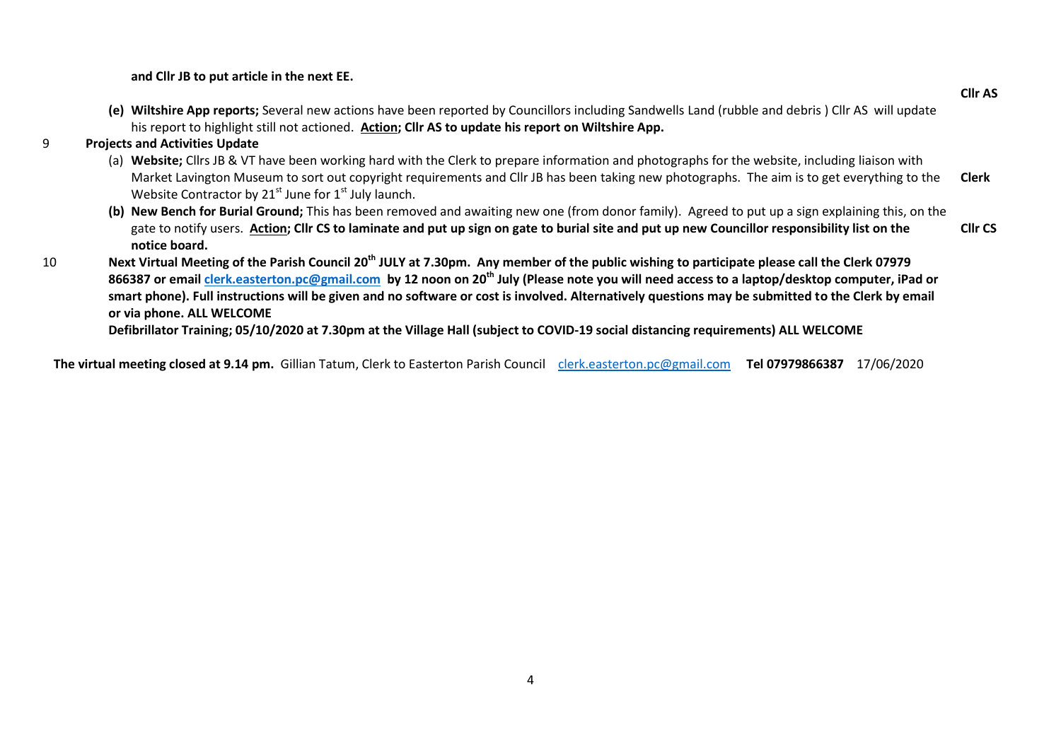**and Cllr JB to put article in the next EE.**

**(e) Wiltshire App reports;** Several new actions have been reported by Councillors including Sandwells Land (rubble and debris ) Cllr AS will update his report to highlight still not actioned. **Action; Cllr AS to update his report on Wiltshire App.** **Cllr AS**

9 **Projects and Activities Update**

(a) **Website;** Cllrs JB & VT have been working hard with the Clerk to prepare information and photographs for the website, including liaison with Market Lavington Museum to sort out copyright requirements and Cllr JB has been taking new photographs. The aim is to get everything to the Website Contractor by 21st June for 1st July launch. **Clerk**

**(b) New Bench for Burial Ground;** This has been removed and awaiting new one (from donor family). Agreed to put up a sign explaining this, on the gate to notify users. **Action; Cllr CS to laminate and put up sign on gate to burial site and put up new Councillor responsibility list on the notice board.** **Cllr CS**

10 **Next Virtual Meeting of the Parish Council 20th JULY at 7.30pm. Any member of the public wishing to participate please call the Clerk 07979 866387 or email clerk.easterton.pc@gmail.com by 12 noon on 20th July (Please note you will need access to a laptop/desktop computer, iPad or smart phone). Full instructions will be given and no software or cost is involved. Alternatively questions may be submitted to the Clerk by email or via phone. ALL WELCOME**

**Defibrillator Training; 05/10/2020 at 7.30pm at the Village Hall (subject to COVID-19 social distancing requirements) ALL WELCOME**

**The virtual meeting closed at 9.14 pm.** Gillian Tatum, Clerk to Easterton Parish Council clerk.easterton.pc@gmail.com **Tel 07979866387** 17/06/2020